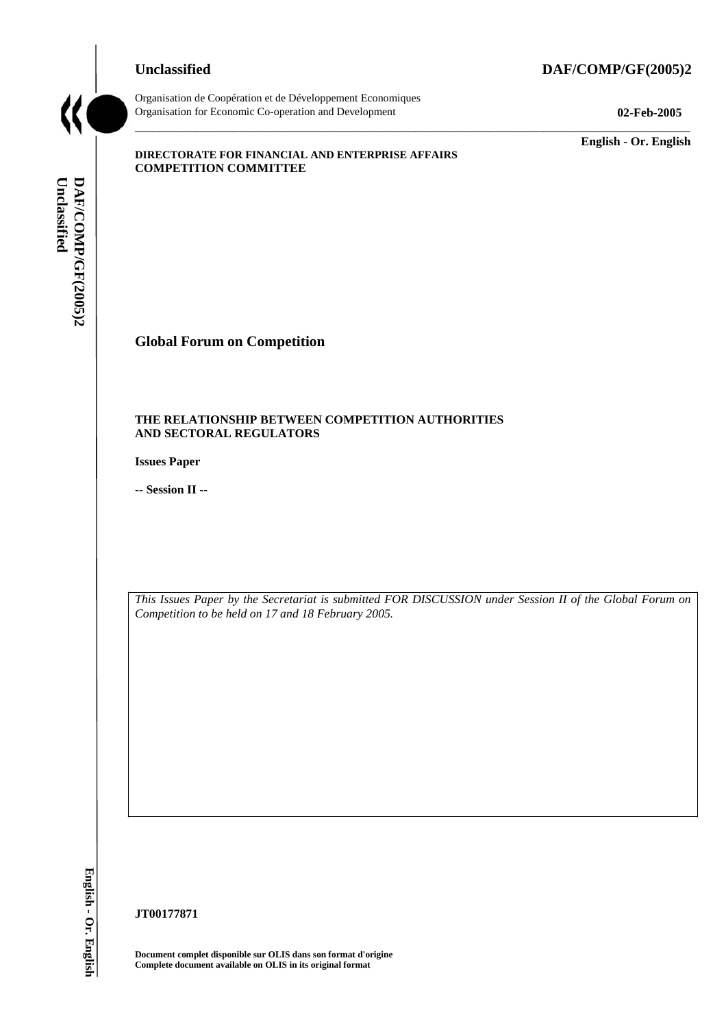**Unclassified** **DAF/COMP/GF(2005)2**

Organisation de Coopération et de Développement Economiques
Organisation for Economic Co-operation and Development **02-Feb-2005**

**English - Or. English**

**DIRECTORATE FOR FINANCIAL AND ENTERPRISE AFFAIRS**
**COMPETITION COMMITTEE**

# Global Forum on Competition

**THE RELATIONSHIP BETWEEN COMPETITION AUTHORITIES AND SECTORAL REGULATORS**

**Issues Paper**

**-- Session II --**

*This Issues Paper by the Secretariat is submitted FOR DISCUSSION under Session II of the Global Forum on Competition to be held on 17 and 18 February 2005.*

**JT00177871**

**Document complet disponible sur OLIS dans son format d'origine**
**Complete document available on OLIS in its original format**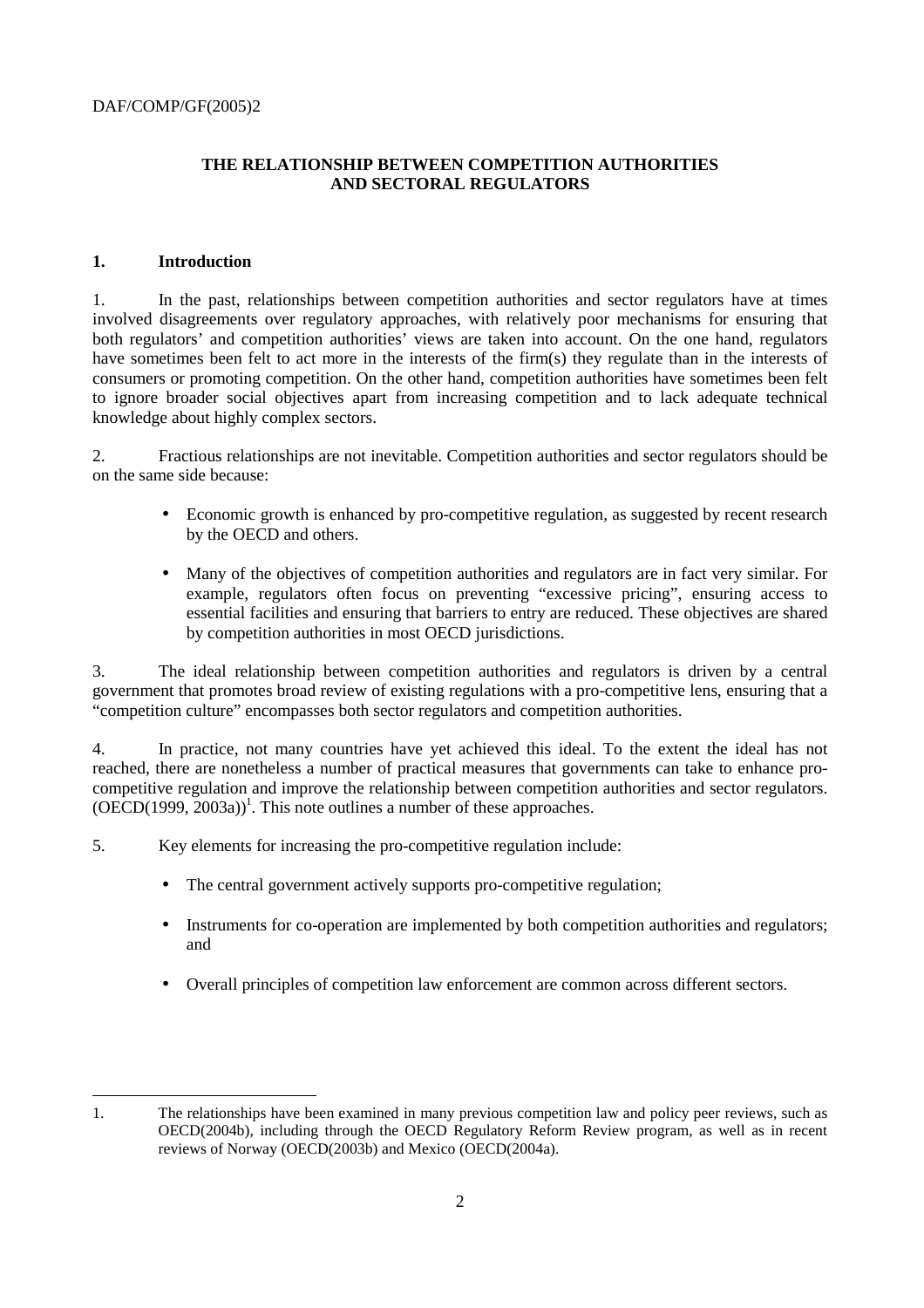**THE RELATIONSHIP BETWEEN COMPETITION AUTHORITIES AND SECTORAL REGULATORS**

## 1. Introduction

1. In the past, relationships between competition authorities and sector regulators have at times involved disagreements over regulatory approaches, with relatively poor mechanisms for ensuring that both regulators' and competition authorities' views are taken into account. On the one hand, regulators have sometimes been felt to act more in the interests of the firm(s) they regulate than in the interests of consumers or promoting competition. On the other hand, competition authorities have sometimes been felt to ignore broader social objectives apart from increasing competition and to lack adequate technical knowledge about highly complex sectors.

2. Fractious relationships are not inevitable. Competition authorities and sector regulators should be on the same side because:

- Economic growth is enhanced by pro-competitive regulation, as suggested by recent research by the OECD and others.
- Many of the objectives of competition authorities and regulators are in fact very similar. For example, regulators often focus on preventing "excessive pricing", ensuring access to essential facilities and ensuring that barriers to entry are reduced. These objectives are shared by competition authorities in most OECD jurisdictions.

3. The ideal relationship between competition authorities and regulators is driven by a central government that promotes broad review of existing regulations with a pro-competitive lens, ensuring that a "competition culture" encompasses both sector regulators and competition authorities.

4. In practice, not many countries have yet achieved this ideal. To the extent the ideal has not reached, there are nonetheless a number of practical measures that governments can take to enhance pro-competitive regulation and improve the relationship between competition authorities and sector regulators. (OECD(1999, 2003a))[1]. This note outlines a number of these approaches.

5. Key elements for increasing the pro-competitive regulation include:

- The central government actively supports pro-competitive regulation;
- Instruments for co-operation are implemented by both competition authorities and regulators; and
- Overall principles of competition law enforcement are common across different sectors.

---

1. The relationships have been examined in many previous competition law and policy peer reviews, such as OECD(2004b), including through the OECD Regulatory Reform Review program, as well as in recent reviews of Norway (OECD(2003b) and Mexico (OECD(2004a).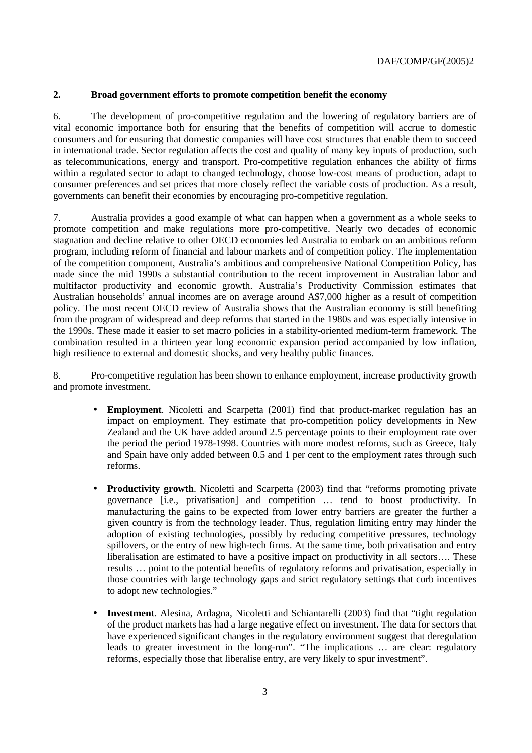## 2. Broad government efforts to promote competition benefit the economy

6. The development of pro-competitive regulation and the lowering of regulatory barriers are of vital economic importance both for ensuring that the benefits of competition will accrue to domestic consumers and for ensuring that domestic companies will have cost structures that enable them to succeed in international trade. Sector regulation affects the cost and quality of many key inputs of production, such as telecommunications, energy and transport. Pro-competitive regulation enhances the ability of firms within a regulated sector to adapt to changed technology, choose low-cost means of production, adapt to consumer preferences and set prices that more closely reflect the variable costs of production. As a result, governments can benefit their economies by encouraging pro-competitive regulation.

7. Australia provides a good example of what can happen when a government as a whole seeks to promote competition and make regulations more pro-competitive. Nearly two decades of economic stagnation and decline relative to other OECD economies led Australia to embark on an ambitious reform program, including reform of financial and labour markets and of competition policy. The implementation of the competition component, Australia's ambitious and comprehensive National Competition Policy, has made since the mid 1990s a substantial contribution to the recent improvement in Australian labor and multifactor productivity and economic growth. Australia's Productivity Commission estimates that Australian households' annual incomes are on average around A$7,000 higher as a result of competition policy. The most recent OECD review of Australia shows that the Australian economy is still benefiting from the program of widespread and deep reforms that started in the 1980s and was especially intensive in the 1990s. These made it easier to set macro policies in a stability-oriented medium-term framework. The combination resulted in a thirteen year long economic expansion period accompanied by low inflation, high resilience to external and domestic shocks, and very healthy public finances.

8. Pro-competitive regulation has been shown to enhance employment, increase productivity growth and promote investment.

- **Employment**. Nicoletti and Scarpetta (2001) find that product-market regulation has an impact on employment. They estimate that pro-competition policy developments in New Zealand and the UK have added around 2.5 percentage points to their employment rate over the period the period 1978-1998. Countries with more modest reforms, such as Greece, Italy and Spain have only added between 0.5 and 1 per cent to the employment rates through such reforms.

- **Productivity growth**. Nicoletti and Scarpetta (2003) find that "reforms promoting private governance [i.e., privatisation] and competition … tend to boost productivity. In manufacturing the gains to be expected from lower entry barriers are greater the further a given country is from the technology leader. Thus, regulation limiting entry may hinder the adoption of existing technologies, possibly by reducing competitive pressures, technology spillovers, or the entry of new high-tech firms. At the same time, both privatisation and entry liberalisation are estimated to have a positive impact on productivity in all sectors…. These results … point to the potential benefits of regulatory reforms and privatisation, especially in those countries with large technology gaps and strict regulatory settings that curb incentives to adopt new technologies."

- **Investment**. Alesina, Ardagna, Nicoletti and Schiantarelli (2003) find that "tight regulation of the product markets has had a large negative effect on investment. The data for sectors that have experienced significant changes in the regulatory environment suggest that deregulation leads to greater investment in the long-run". "The implications … are clear: regulatory reforms, especially those that liberalise entry, are very likely to spur investment".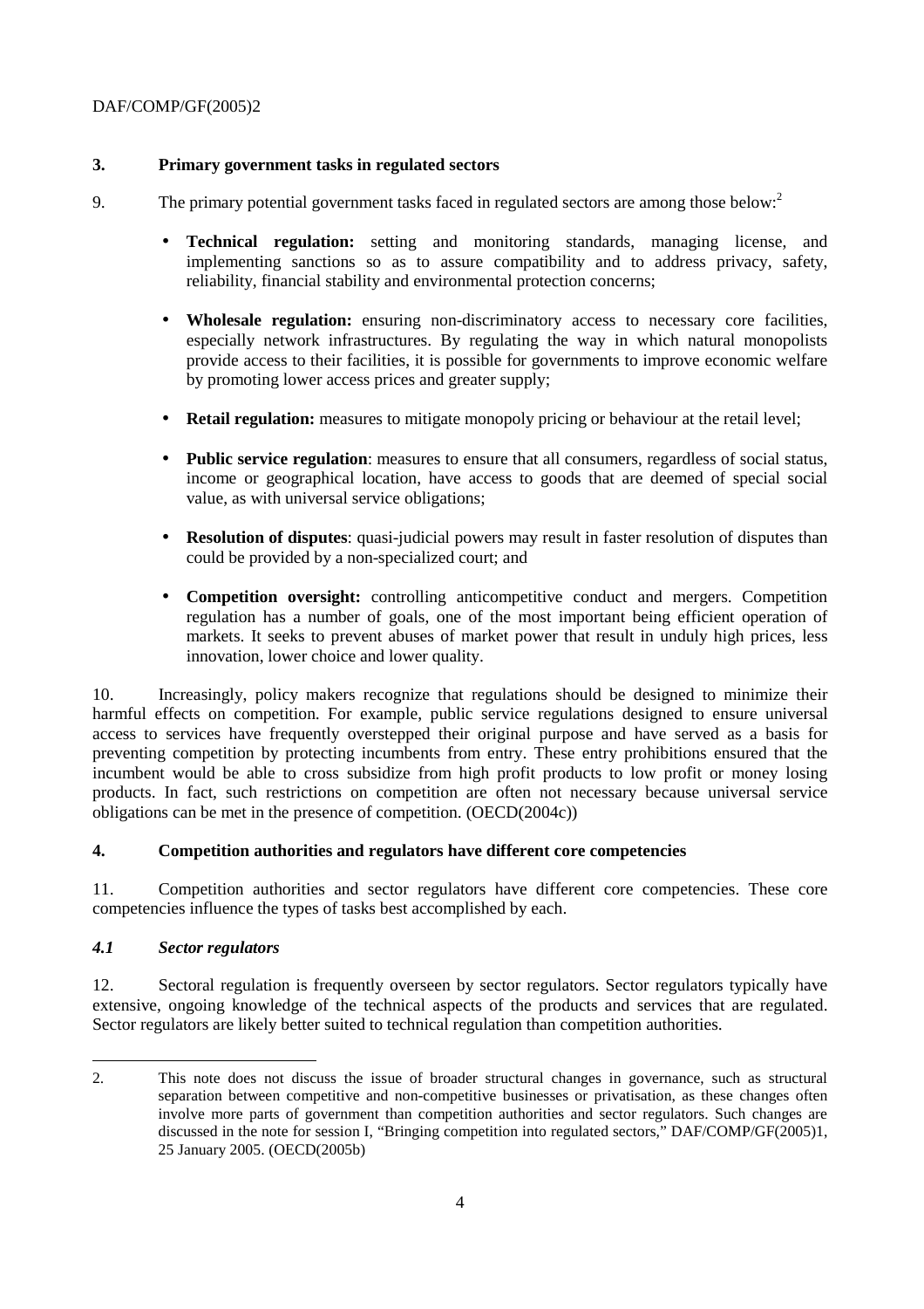## 3. Primary government tasks in regulated sectors

9. The primary potential government tasks faced in regulated sectors are among those below:[2]

- **Technical regulation:** setting and monitoring standards, managing license, and implementing sanctions so as to assure compatibility and to address privacy, safety, reliability, financial stability and environmental protection concerns;
- **Wholesale regulation:** ensuring non-discriminatory access to necessary core facilities, especially network infrastructures. By regulating the way in which natural monopolists provide access to their facilities, it is possible for governments to improve economic welfare by promoting lower access prices and greater supply;
- **Retail regulation:** measures to mitigate monopoly pricing or behaviour at the retail level;
- **Public service regulation**: measures to ensure that all consumers, regardless of social status, income or geographical location, have access to goods that are deemed of special social value, as with universal service obligations;
- **Resolution of disputes**: quasi-judicial powers may result in faster resolution of disputes than could be provided by a non-specialized court; and
- **Competition oversight:** controlling anticompetitive conduct and mergers. Competition regulation has a number of goals, one of the most important being efficient operation of markets. It seeks to prevent abuses of market power that result in unduly high prices, less innovation, lower choice and lower quality.

10. Increasingly, policy makers recognize that regulations should be designed to minimize their harmful effects on competition. For example, public service regulations designed to ensure universal access to services have frequently overstepped their original purpose and have served as a basis for preventing competition by protecting incumbents from entry. These entry prohibitions ensured that the incumbent would be able to cross subsidize from high profit products to low profit or money losing products. In fact, such restrictions on competition are often not necessary because universal service obligations can be met in the presence of competition. (OECD(2004c))

## 4. Competition authorities and regulators have different core competencies

11. Competition authorities and sector regulators have different core competencies. These core competencies influence the types of tasks best accomplished by each.

### *4.1 Sector regulators*

12. Sectoral regulation is frequently overseen by sector regulators. Sector regulators typically have extensive, ongoing knowledge of the technical aspects of the products and services that are regulated. Sector regulators are likely better suited to technical regulation than competition authorities.

---

2. This note does not discuss the issue of broader structural changes in governance, such as structural separation between competitive and non-competitive businesses or privatisation, as these changes often involve more parts of government than competition authorities and sector regulators. Such changes are discussed in the note for session I, "Bringing competition into regulated sectors," DAF/COMP/GF(2005)1, 25 January 2005. (OECD(2005b)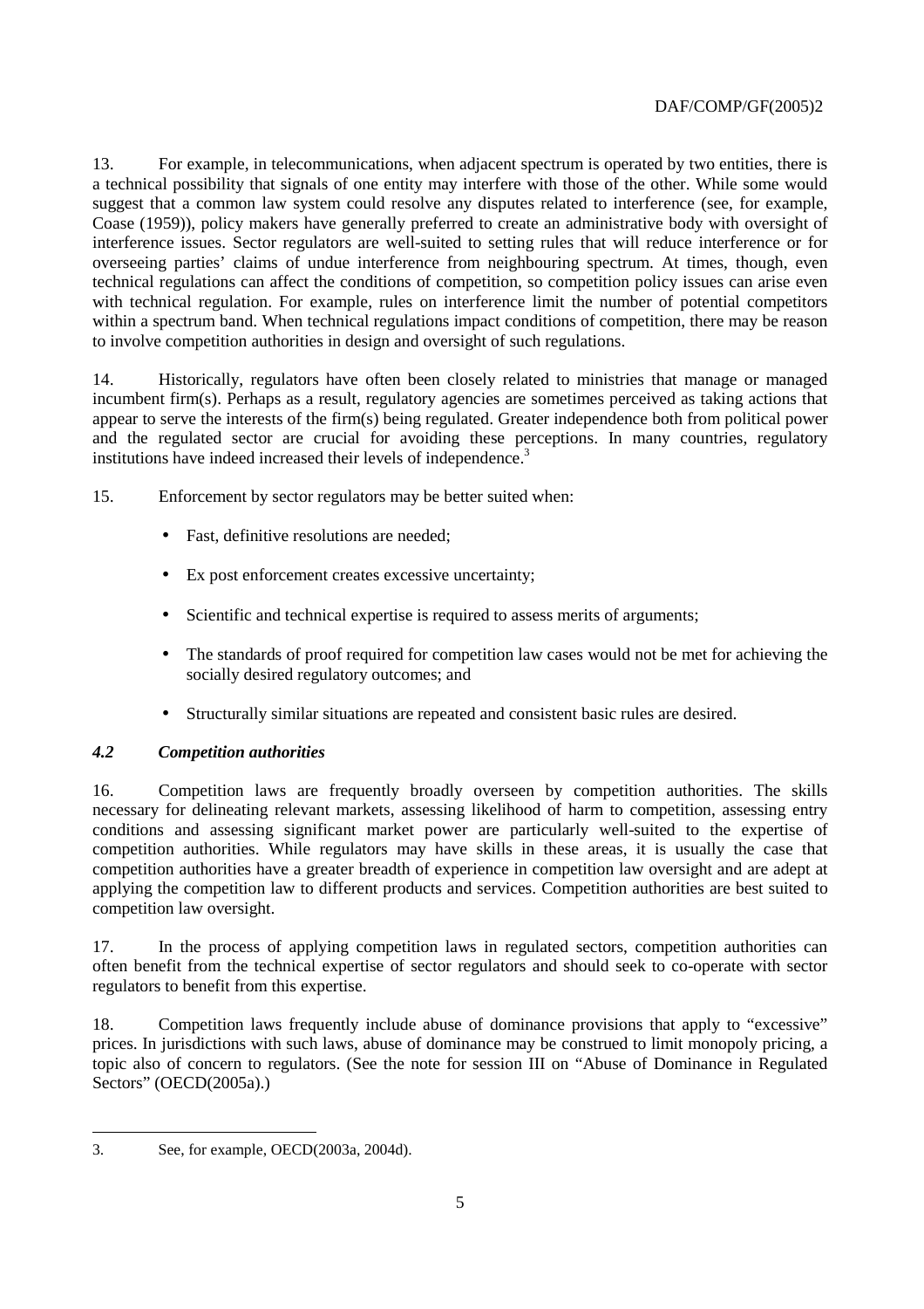13. For example, in telecommunications, when adjacent spectrum is operated by two entities, there is a technical possibility that signals of one entity may interfere with those of the other. While some would suggest that a common law system could resolve any disputes related to interference (see, for example, Coase (1959)), policy makers have generally preferred to create an administrative body with oversight of interference issues. Sector regulators are well-suited to setting rules that will reduce interference or for overseeing parties' claims of undue interference from neighbouring spectrum. At times, though, even technical regulations can affect the conditions of competition, so competition policy issues can arise even with technical regulation. For example, rules on interference limit the number of potential competitors within a spectrum band. When technical regulations impact conditions of competition, there may be reason to involve competition authorities in design and oversight of such regulations.

14. Historically, regulators have often been closely related to ministries that manage or managed incumbent firm(s). Perhaps as a result, regulatory agencies are sometimes perceived as taking actions that appear to serve the interests of the firm(s) being regulated. Greater independence both from political power and the regulated sector are crucial for avoiding these perceptions. In many countries, regulatory institutions have indeed increased their levels of independence.[3]

15. Enforcement by sector regulators may be better suited when:

- Fast, definitive resolutions are needed;
- Ex post enforcement creates excessive uncertainty;
- Scientific and technical expertise is required to assess merits of arguments;
- The standards of proof required for competition law cases would not be met for achieving the socially desired regulatory outcomes; and
- Structurally similar situations are repeated and consistent basic rules are desired.

### *4.2 Competition authorities*

16. Competition laws are frequently broadly overseen by competition authorities. The skills necessary for delineating relevant markets, assessing likelihood of harm to competition, assessing entry conditions and assessing significant market power are particularly well-suited to the expertise of competition authorities. While regulators may have skills in these areas, it is usually the case that competition authorities have a greater breadth of experience in competition law oversight and are adept at applying the competition law to different products and services. Competition authorities are best suited to competition law oversight.

17. In the process of applying competition laws in regulated sectors, competition authorities can often benefit from the technical expertise of sector regulators and should seek to co-operate with sector regulators to benefit from this expertise.

18. Competition laws frequently include abuse of dominance provisions that apply to "excessive" prices. In jurisdictions with such laws, abuse of dominance may be construed to limit monopoly pricing, a topic also of concern to regulators. (See the note for session III on "Abuse of Dominance in Regulated Sectors" (OECD(2005a).)

---

3. See, for example, OECD(2003a, 2004d).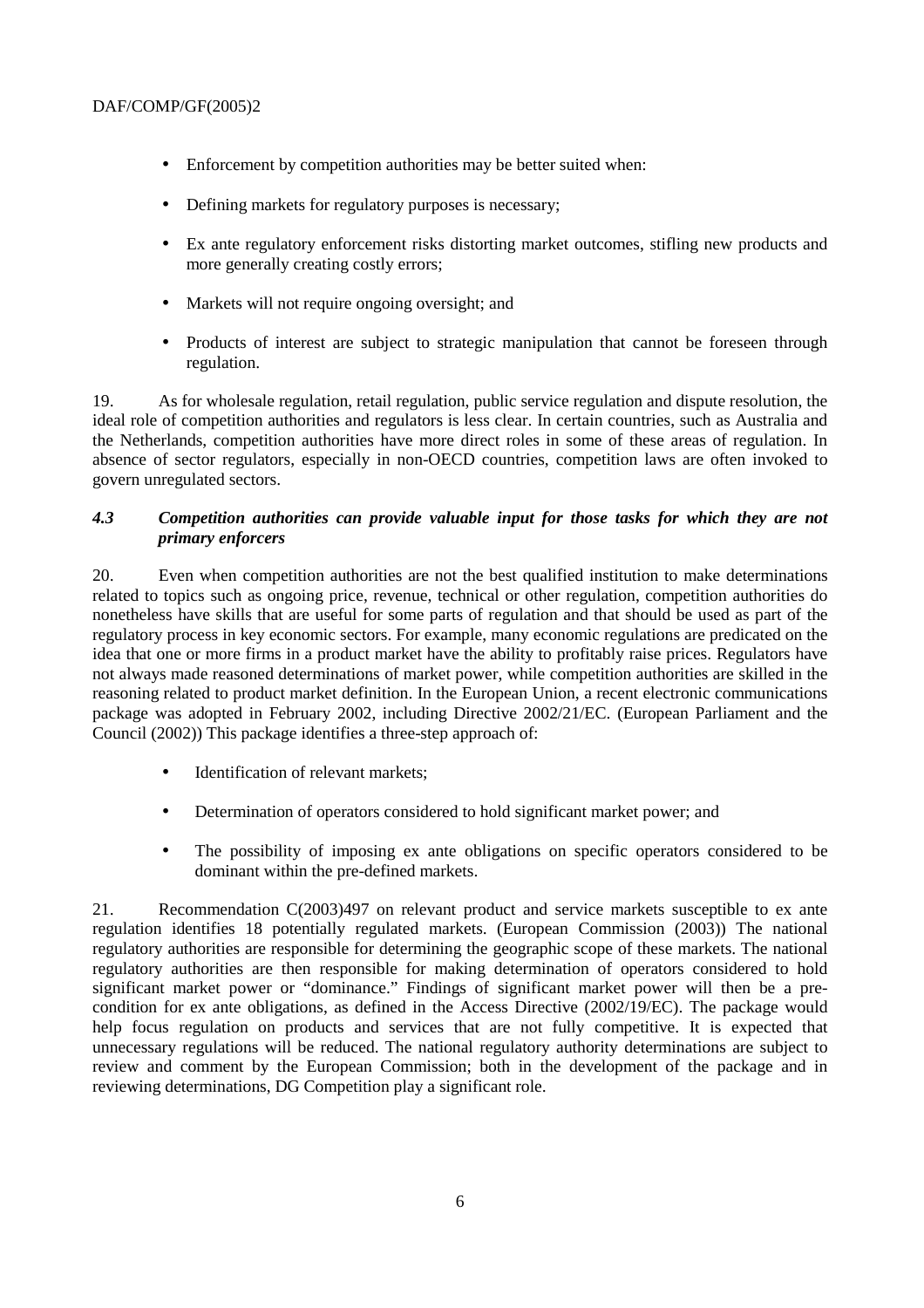- Enforcement by competition authorities may be better suited when:
- Defining markets for regulatory purposes is necessary;
- Ex ante regulatory enforcement risks distorting market outcomes, stifling new products and more generally creating costly errors;
- Markets will not require ongoing oversight; and
- Products of interest are subject to strategic manipulation that cannot be foreseen through regulation.

19. As for wholesale regulation, retail regulation, public service regulation and dispute resolution, the ideal role of competition authorities and regulators is less clear. In certain countries, such as Australia and the Netherlands, competition authorities have more direct roles in some of these areas of regulation. In absence of sector regulators, especially in non-OECD countries, competition laws are often invoked to govern unregulated sectors.

### *4.3 Competition authorities can provide valuable input for those tasks for which they are not primary enforcers*

20. Even when competition authorities are not the best qualified institution to make determinations related to topics such as ongoing price, revenue, technical or other regulation, competition authorities do nonetheless have skills that are useful for some parts of regulation and that should be used as part of the regulatory process in key economic sectors. For example, many economic regulations are predicated on the idea that one or more firms in a product market have the ability to profitably raise prices. Regulators have not always made reasoned determinations of market power, while competition authorities are skilled in the reasoning related to product market definition. In the European Union, a recent electronic communications package was adopted in February 2002, including Directive 2002/21/EC. (European Parliament and the Council (2002)) This package identifies a three-step approach of:

- Identification of relevant markets;
- Determination of operators considered to hold significant market power; and
- The possibility of imposing ex ante obligations on specific operators considered to be dominant within the pre-defined markets.

21. Recommendation C(2003)497 on relevant product and service markets susceptible to ex ante regulation identifies 18 potentially regulated markets. (European Commission (2003)) The national regulatory authorities are responsible for determining the geographic scope of these markets. The national regulatory authorities are then responsible for making determination of operators considered to hold significant market power or "dominance." Findings of significant market power will then be a pre-condition for ex ante obligations, as defined in the Access Directive (2002/19/EC). The package would help focus regulation on products and services that are not fully competitive. It is expected that unnecessary regulations will be reduced. The national regulatory authority determinations are subject to review and comment by the European Commission; both in the development of the package and in reviewing determinations, DG Competition play a significant role.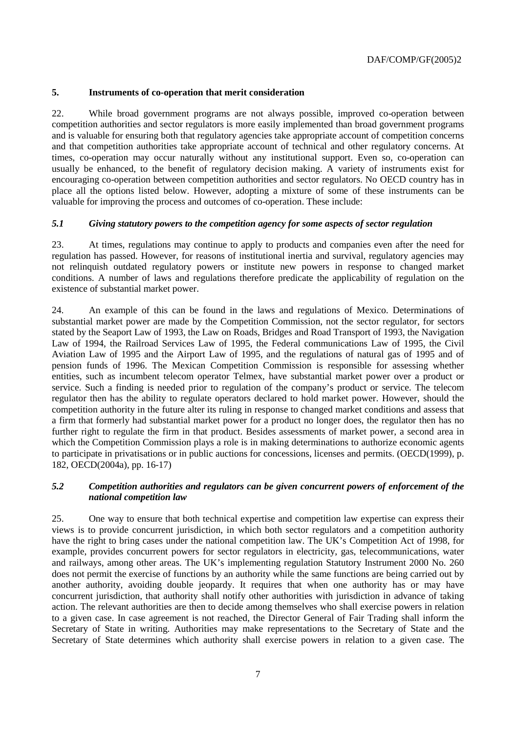## 5. Instruments of co-operation that merit consideration

22. While broad government programs are not always possible, improved co-operation between competition authorities and sector regulators is more easily implemented than broad government programs and is valuable for ensuring both that regulatory agencies take appropriate account of competition concerns and that competition authorities take appropriate account of technical and other regulatory concerns. At times, co-operation may occur naturally without any institutional support. Even so, co-operation can usually be enhanced, to the benefit of regulatory decision making. A variety of instruments exist for encouraging co-operation between competition authorities and sector regulators. No OECD country has in place all the options listed below. However, adopting a mixture of some of these instruments can be valuable for improving the process and outcomes of co-operation. These include:

### *5.1 Giving statutory powers to the competition agency for some aspects of sector regulation*

23. At times, regulations may continue to apply to products and companies even after the need for regulation has passed. However, for reasons of institutional inertia and survival, regulatory agencies may not relinquish outdated regulatory powers or institute new powers in response to changed market conditions. A number of laws and regulations therefore predicate the applicability of regulation on the existence of substantial market power.

24. An example of this can be found in the laws and regulations of Mexico. Determinations of substantial market power are made by the Competition Commission, not the sector regulator, for sectors stated by the Seaport Law of 1993, the Law on Roads, Bridges and Road Transport of 1993, the Navigation Law of 1994, the Railroad Services Law of 1995, the Federal communications Law of 1995, the Civil Aviation Law of 1995 and the Airport Law of 1995, and the regulations of natural gas of 1995 and of pension funds of 1996. The Mexican Competition Commission is responsible for assessing whether entities, such as incumbent telecom operator Telmex, have substantial market power over a product or service. Such a finding is needed prior to regulation of the company's product or service. The telecom regulator then has the ability to regulate operators declared to hold market power. However, should the competition authority in the future alter its ruling in response to changed market conditions and assess that a firm that formerly had substantial market power for a product no longer does, the regulator then has no further right to regulate the firm in that product. Besides assessments of market power, a second area in which the Competition Commission plays a role is in making determinations to authorize economic agents to participate in privatisations or in public auctions for concessions, licenses and permits. (OECD(1999), p. 182, OECD(2004a), pp. 16-17)

### *5.2 Competition authorities and regulators can be given concurrent powers of enforcement of the national competition law*

25. One way to ensure that both technical expertise and competition law expertise can express their views is to provide concurrent jurisdiction, in which both sector regulators and a competition authority have the right to bring cases under the national competition law. The UK's Competition Act of 1998, for example, provides concurrent powers for sector regulators in electricity, gas, telecommunications, water and railways, among other areas. The UK's implementing regulation Statutory Instrument 2000 No. 260 does not permit the exercise of functions by an authority while the same functions are being carried out by another authority, avoiding double jeopardy. It requires that when one authority has or may have concurrent jurisdiction, that authority shall notify other authorities with jurisdiction in advance of taking action. The relevant authorities are then to decide among themselves who shall exercise powers in relation to a given case. In case agreement is not reached, the Director General of Fair Trading shall inform the Secretary of State in writing. Authorities may make representations to the Secretary of State and the Secretary of State determines which authority shall exercise powers in relation to a given case. The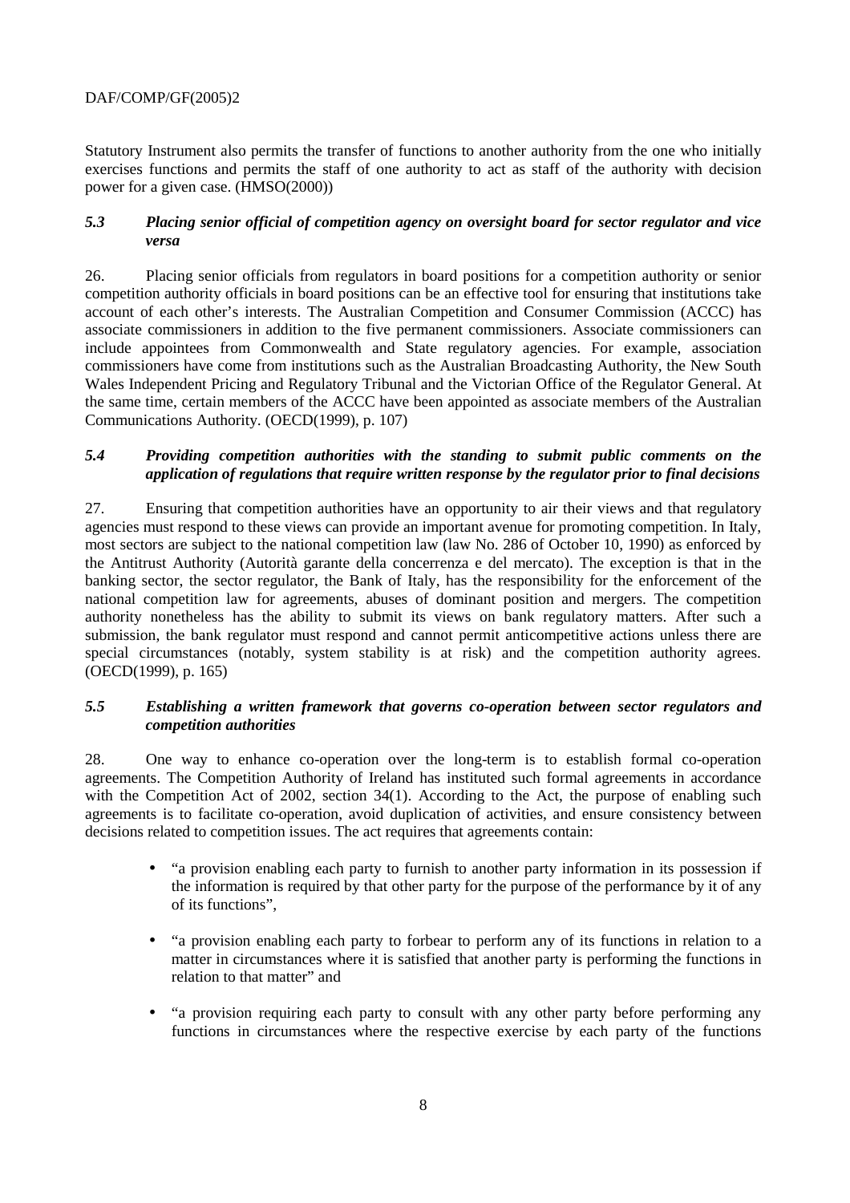Statutory Instrument also permits the transfer of functions to another authority from the one who initially exercises functions and permits the staff of one authority to act as staff of the authority with decision power for a given case. (HMSO(2000))

### *5.3 Placing senior official of competition agency on oversight board for sector regulator and vice versa*

26. Placing senior officials from regulators in board positions for a competition authority or senior competition authority officials in board positions can be an effective tool for ensuring that institutions take account of each other's interests. The Australian Competition and Consumer Commission (ACCC) has associate commissioners in addition to the five permanent commissioners. Associate commissioners can include appointees from Commonwealth and State regulatory agencies. For example, association commissioners have come from institutions such as the Australian Broadcasting Authority, the New South Wales Independent Pricing and Regulatory Tribunal and the Victorian Office of the Regulator General. At the same time, certain members of the ACCC have been appointed as associate members of the Australian Communications Authority. (OECD(1999), p. 107)

### *5.4 Providing competition authorities with the standing to submit public comments on the application of regulations that require written response by the regulator prior to final decisions*

27. Ensuring that competition authorities have an opportunity to air their views and that regulatory agencies must respond to these views can provide an important avenue for promoting competition. In Italy, most sectors are subject to the national competition law (law No. 286 of October 10, 1990) as enforced by the Antitrust Authority (Autorità garante della concerrenza e del mercato). The exception is that in the banking sector, the sector regulator, the Bank of Italy, has the responsibility for the enforcement of the national competition law for agreements, abuses of dominant position and mergers. The competition authority nonetheless has the ability to submit its views on bank regulatory matters. After such a submission, the bank regulator must respond and cannot permit anticompetitive actions unless there are special circumstances (notably, system stability is at risk) and the competition authority agrees. (OECD(1999), p. 165)

### *5.5 Establishing a written framework that governs co-operation between sector regulators and competition authorities*

28. One way to enhance co-operation over the long-term is to establish formal co-operation agreements. The Competition Authority of Ireland has instituted such formal agreements in accordance with the Competition Act of 2002, section 34(1). According to the Act, the purpose of enabling such agreements is to facilitate co-operation, avoid duplication of activities, and ensure consistency between decisions related to competition issues. The act requires that agreements contain:

- "a provision enabling each party to furnish to another party information in its possession if the information is required by that other party for the purpose of the performance by it of any of its functions",

- "a provision enabling each party to forbear to perform any of its functions in relation to a matter in circumstances where it is satisfied that another party is performing the functions in relation to that matter" and

- "a provision requiring each party to consult with any other party before performing any functions in circumstances where the respective exercise by each party of the functions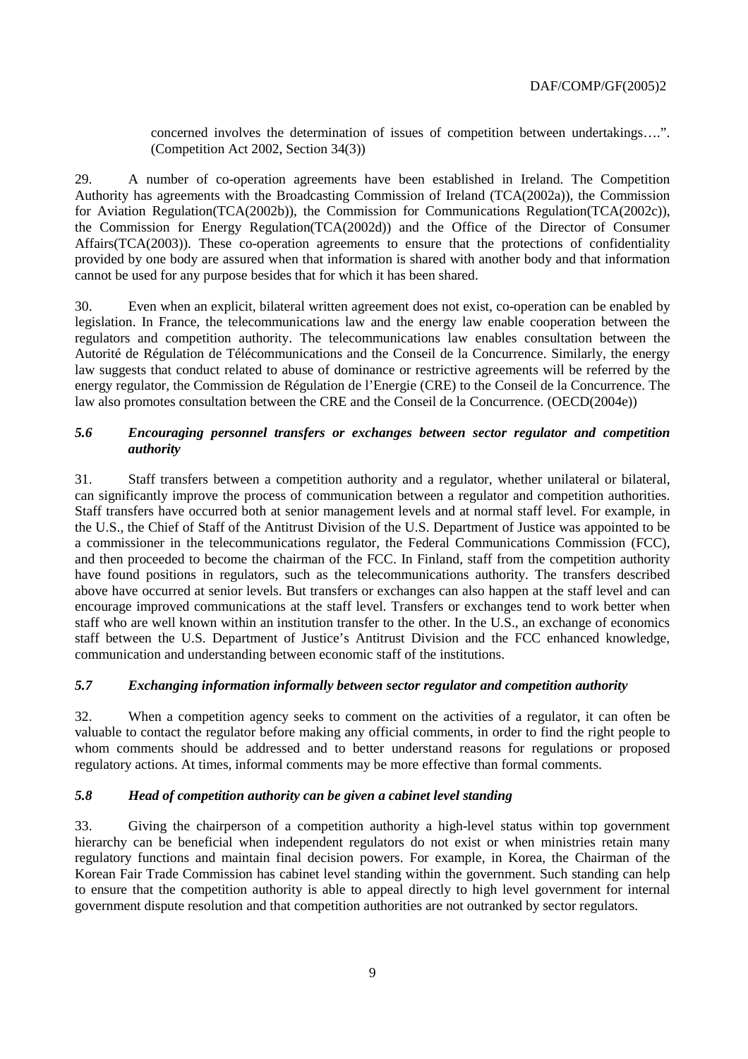> concerned involves the determination of issues of competition between undertakings….". (Competition Act 2002, Section 34(3))

29. A number of co-operation agreements have been established in Ireland. The Competition Authority has agreements with the Broadcasting Commission of Ireland (TCA(2002a)), the Commission for Aviation Regulation(TCA(2002b)), the Commission for Communications Regulation(TCA(2002c)), the Commission for Energy Regulation(TCA(2002d)) and the Office of the Director of Consumer Affairs(TCA(2003)). These co-operation agreements to ensure that the protections of confidentiality provided by one body are assured when that information is shared with another body and that information cannot be used for any purpose besides that for which it has been shared.

30. Even when an explicit, bilateral written agreement does not exist, co-operation can be enabled by legislation. In France, the telecommunications law and the energy law enable cooperation between the regulators and competition authority. The telecommunications law enables consultation between the Autorité de Régulation de Télécommunications and the Conseil de la Concurrence. Similarly, the energy law suggests that conduct related to abuse of dominance or restrictive agreements will be referred by the energy regulator, the Commission de Régulation de l'Energie (CRE) to the Conseil de la Concurrence. The law also promotes consultation between the CRE and the Conseil de la Concurrence. (OECD(2004e))

### *5.6 Encouraging personnel transfers or exchanges between sector regulator and competition authority*

31. Staff transfers between a competition authority and a regulator, whether unilateral or bilateral, can significantly improve the process of communication between a regulator and competition authorities. Staff transfers have occurred both at senior management levels and at normal staff level. For example, in the U.S., the Chief of Staff of the Antitrust Division of the U.S. Department of Justice was appointed to be a commissioner in the telecommunications regulator, the Federal Communications Commission (FCC), and then proceeded to become the chairman of the FCC. In Finland, staff from the competition authority have found positions in regulators, such as the telecommunications authority. The transfers described above have occurred at senior levels. But transfers or exchanges can also happen at the staff level and can encourage improved communications at the staff level. Transfers or exchanges tend to work better when staff who are well known within an institution transfer to the other. In the U.S., an exchange of economics staff between the U.S. Department of Justice's Antitrust Division and the FCC enhanced knowledge, communication and understanding between economic staff of the institutions.

### *5.7 Exchanging information informally between sector regulator and competition authority*

32. When a competition agency seeks to comment on the activities of a regulator, it can often be valuable to contact the regulator before making any official comments, in order to find the right people to whom comments should be addressed and to better understand reasons for regulations or proposed regulatory actions. At times, informal comments may be more effective than formal comments.

### *5.8 Head of competition authority can be given a cabinet level standing*

33. Giving the chairperson of a competition authority a high-level status within top government hierarchy can be beneficial when independent regulators do not exist or when ministries retain many regulatory functions and maintain final decision powers. For example, in Korea, the Chairman of the Korean Fair Trade Commission has cabinet level standing within the government. Such standing can help to ensure that the competition authority is able to appeal directly to high level government for internal government dispute resolution and that competition authorities are not outranked by sector regulators.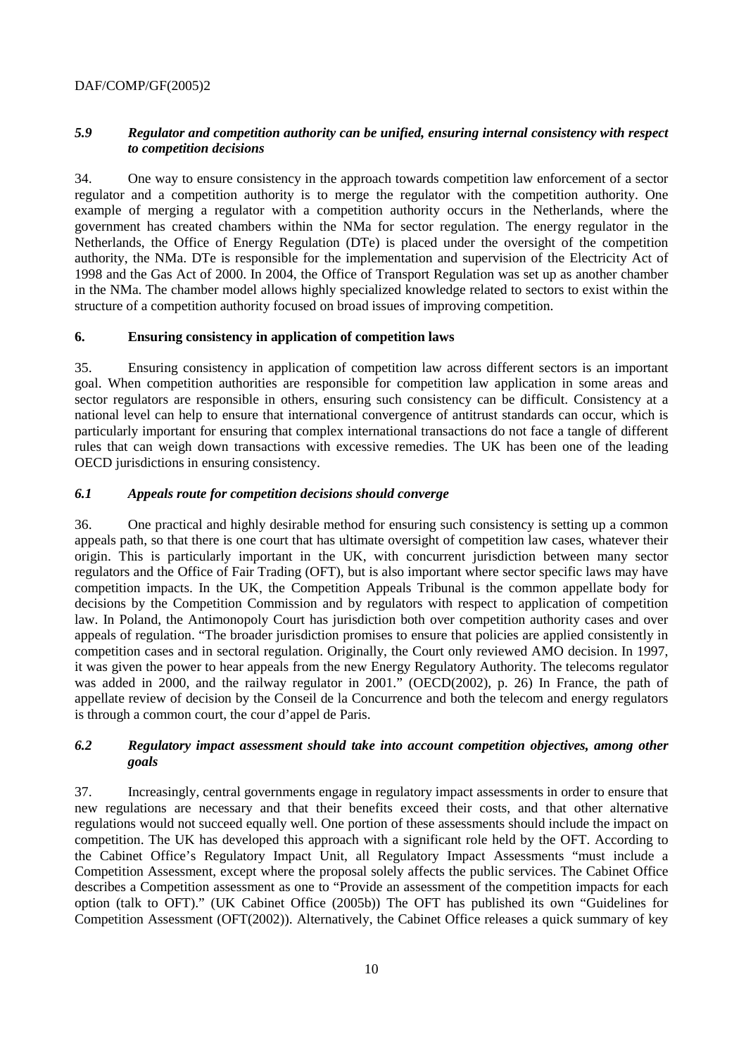### *5.9 Regulator and competition authority can be unified, ensuring internal consistency with respect to competition decisions*

34. One way to ensure consistency in the approach towards competition law enforcement of a sector regulator and a competition authority is to merge the regulator with the competition authority. One example of merging a regulator with a competition authority occurs in the Netherlands, where the government has created chambers within the NMa for sector regulation. The energy regulator in the Netherlands, the Office of Energy Regulation (DTe) is placed under the oversight of the competition authority, the NMa. DTe is responsible for the implementation and supervision of the Electricity Act of 1998 and the Gas Act of 2000. In 2004, the Office of Transport Regulation was set up as another chamber in the NMa. The chamber model allows highly specialized knowledge related to sectors to exist within the structure of a competition authority focused on broad issues of improving competition.

## 6. Ensuring consistency in application of competition laws

35. Ensuring consistency in application of competition law across different sectors is an important goal. When competition authorities are responsible for competition law application in some areas and sector regulators are responsible in others, ensuring such consistency can be difficult. Consistency at a national level can help to ensure that international convergence of antitrust standards can occur, which is particularly important for ensuring that complex international transactions do not face a tangle of different rules that can weigh down transactions with excessive remedies. The UK has been one of the leading OECD jurisdictions in ensuring consistency.

### *6.1 Appeals route for competition decisions should converge*

36. One practical and highly desirable method for ensuring such consistency is setting up a common appeals path, so that there is one court that has ultimate oversight of competition law cases, whatever their origin. This is particularly important in the UK, with concurrent jurisdiction between many sector regulators and the Office of Fair Trading (OFT), but is also important where sector specific laws may have competition impacts. In the UK, the Competition Appeals Tribunal is the common appellate body for decisions by the Competition Commission and by regulators with respect to application of competition law. In Poland, the Antimonopoly Court has jurisdiction both over competition authority cases and over appeals of regulation. "The broader jurisdiction promises to ensure that policies are applied consistently in competition cases and in sectoral regulation. Originally, the Court only reviewed AMO decision. In 1997, it was given the power to hear appeals from the new Energy Regulatory Authority. The telecoms regulator was added in 2000, and the railway regulator in 2001." (OECD(2002), p. 26) In France, the path of appellate review of decision by the Conseil de la Concurrence and both the telecom and energy regulators is through a common court, the cour d'appel de Paris.

### *6.2 Regulatory impact assessment should take into account competition objectives, among other goals*

37. Increasingly, central governments engage in regulatory impact assessments in order to ensure that new regulations are necessary and that their benefits exceed their costs, and that other alternative regulations would not succeed equally well. One portion of these assessments should include the impact on competition. The UK has developed this approach with a significant role held by the OFT. According to the Cabinet Office's Regulatory Impact Unit, all Regulatory Impact Assessments "must include a Competition Assessment, except where the proposal solely affects the public services. The Cabinet Office describes a Competition assessment as one to "Provide an assessment of the competition impacts for each option (talk to OFT)." (UK Cabinet Office (2005b)) The OFT has published its own "Guidelines for Competition Assessment (OFT(2002)). Alternatively, the Cabinet Office releases a quick summary of key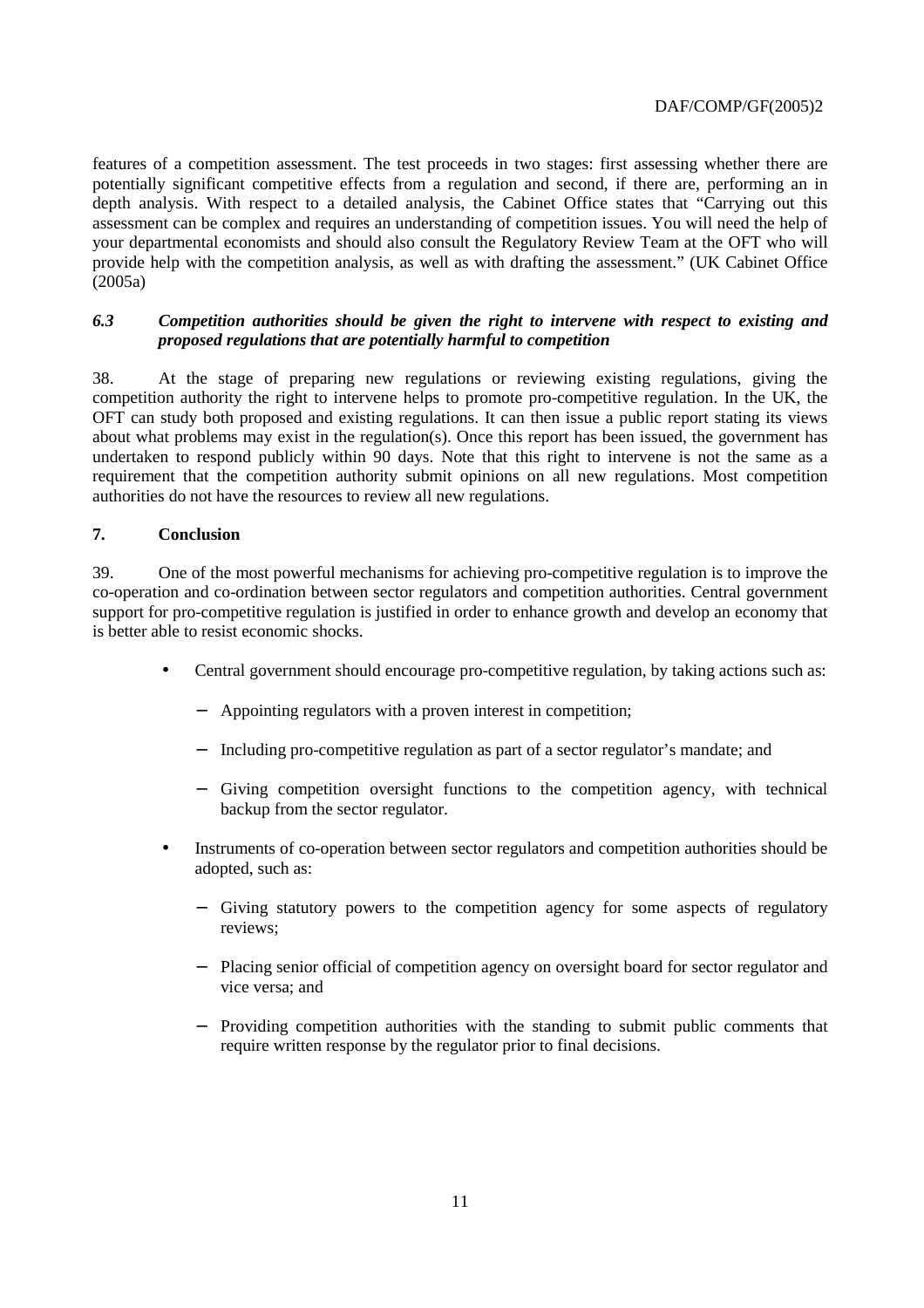features of a competition assessment. The test proceeds in two stages: first assessing whether there are potentially significant competitive effects from a regulation and second, if there are, performing an in depth analysis. With respect to a detailed analysis, the Cabinet Office states that "Carrying out this assessment can be complex and requires an understanding of competition issues. You will need the help of your departmental economists and should also consult the Regulatory Review Team at the OFT who will provide help with the competition analysis, as well as with drafting the assessment." (UK Cabinet Office (2005a)

### *6.3 Competition authorities should be given the right to intervene with respect to existing and proposed regulations that are potentially harmful to competition*

38. At the stage of preparing new regulations or reviewing existing regulations, giving the competition authority the right to intervene helps to promote pro-competitive regulation. In the UK, the OFT can study both proposed and existing regulations. It can then issue a public report stating its views about what problems may exist in the regulation(s). Once this report has been issued, the government has undertaken to respond publicly within 90 days. Note that this right to intervene is not the same as a requirement that the competition authority submit opinions on all new regulations. Most competition authorities do not have the resources to review all new regulations.

## 7. Conclusion

39. One of the most powerful mechanisms for achieving pro-competitive regulation is to improve the co-operation and co-ordination between sector regulators and competition authorities. Central government support for pro-competitive regulation is justified in order to enhance growth and develop an economy that is better able to resist economic shocks.

- Central government should encourage pro-competitive regulation, by taking actions such as:
  - Appointing regulators with a proven interest in competition;
  - Including pro-competitive regulation as part of a sector regulator's mandate; and
  - Giving competition oversight functions to the competition agency, with technical backup from the sector regulator.
- Instruments of co-operation between sector regulators and competition authorities should be adopted, such as:
  - Giving statutory powers to the competition agency for some aspects of regulatory reviews;
  - Placing senior official of competition agency on oversight board for sector regulator and vice versa; and
  - Providing competition authorities with the standing to submit public comments that require written response by the regulator prior to final decisions.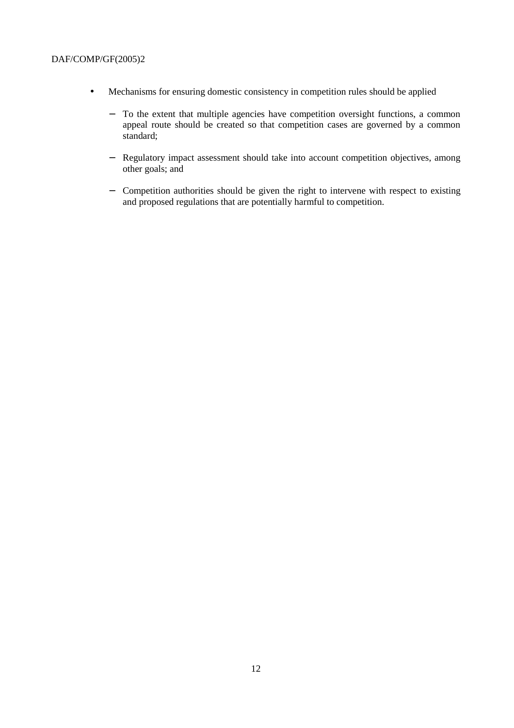- Mechanisms for ensuring domestic consistency in competition rules should be applied
  - To the extent that multiple agencies have competition oversight functions, a common appeal route should be created so that competition cases are governed by a common standard;
  - Regulatory impact assessment should take into account competition objectives, among other goals; and
  - Competition authorities should be given the right to intervene with respect to existing and proposed regulations that are potentially harmful to competition.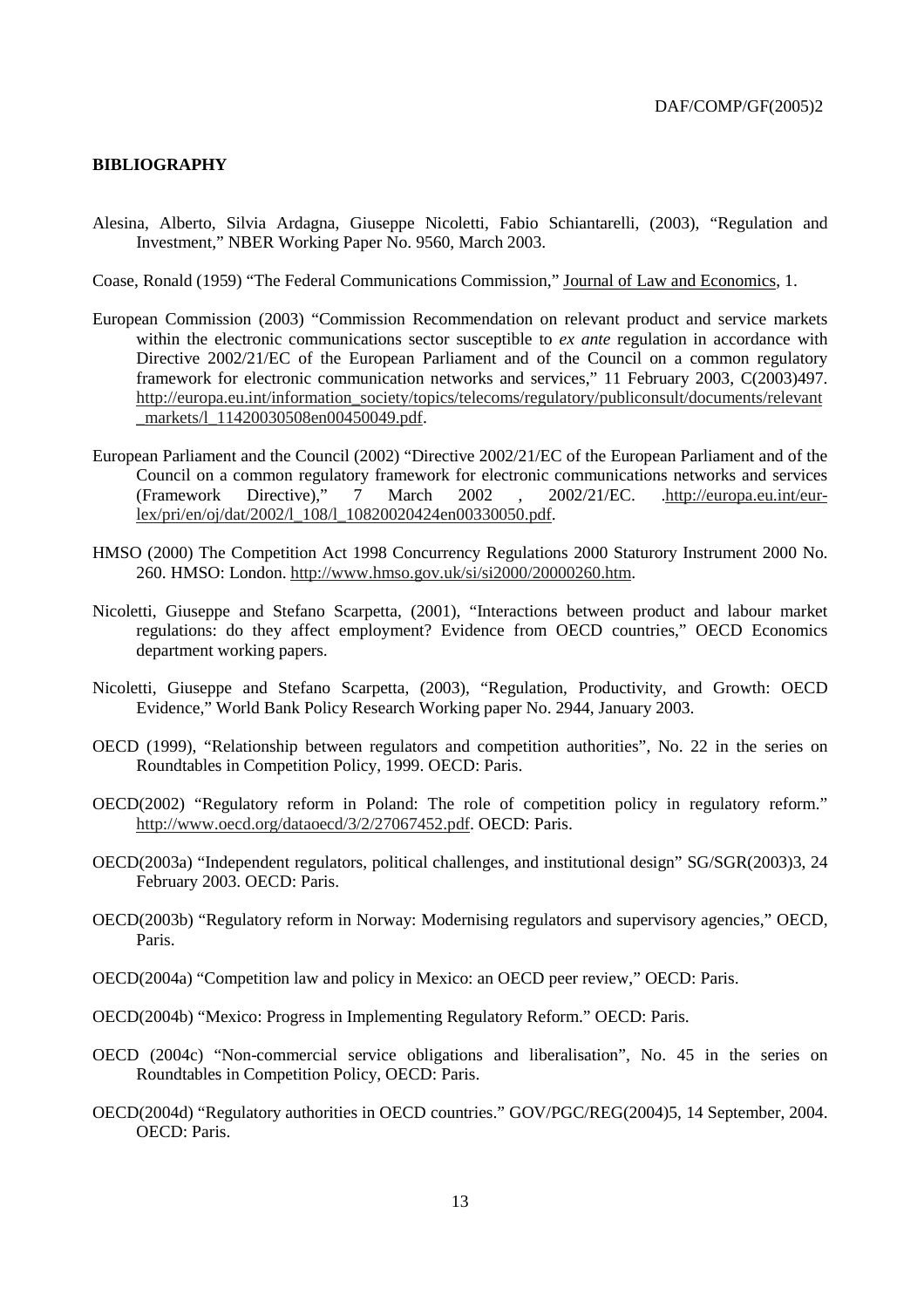## BIBLIOGRAPHY

Alesina, Alberto, Silvia Ardagna, Giuseppe Nicoletti, Fabio Schiantarelli, (2003), "Regulation and Investment," NBER Working Paper No. 9560, March 2003.

Coase, Ronald (1959) "The Federal Communications Commission," Journal of Law and Economics, 1.

European Commission (2003) "Commission Recommendation on relevant product and service markets within the electronic communications sector susceptible to *ex ante* regulation in accordance with Directive 2002/21/EC of the European Parliament and of the Council on a common regulatory framework for electronic communication networks and services," 11 February 2003, C(2003)497. http://europa.eu.int/information_society/topics/telecoms/regulatory/publiconsult/documents/relevant_markets/l_11420030508en00450049.pdf.

European Parliament and the Council (2002) "Directive 2002/21/EC of the European Parliament and of the Council on a common regulatory framework for electronic communications networks and services (Framework Directive)," 7 March 2002 , 2002/21/EC. .http://europa.eu.int/eur-lex/pri/en/oj/dat/2002/l_108/l_10820020424en00330050.pdf.

HMSO (2000) The Competition Act 1998 Concurrency Regulations 2000 Staturory Instrument 2000 No. 260. HMSO: London. http://www.hmso.gov.uk/si/si2000/20000260.htm.

Nicoletti, Giuseppe and Stefano Scarpetta, (2001), "Interactions between product and labour market regulations: do they affect employment? Evidence from OECD countries," OECD Economics department working papers.

Nicoletti, Giuseppe and Stefano Scarpetta, (2003), "Regulation, Productivity, and Growth: OECD Evidence," World Bank Policy Research Working paper No. 2944, January 2003.

OECD (1999), "Relationship between regulators and competition authorities", No. 22 in the series on Roundtables in Competition Policy, 1999. OECD: Paris.

OECD(2002) "Regulatory reform in Poland: The role of competition policy in regulatory reform." http://www.oecd.org/dataoecd/3/2/27067452.pdf. OECD: Paris.

OECD(2003a) "Independent regulators, political challenges, and institutional design" SG/SGR(2003)3, 24 February 2003. OECD: Paris.

OECD(2003b) "Regulatory reform in Norway: Modernising regulators and supervisory agencies," OECD, Paris.

OECD(2004a) "Competition law and policy in Mexico: an OECD peer review," OECD: Paris.

OECD(2004b) "Mexico: Progress in Implementing Regulatory Reform." OECD: Paris.

OECD (2004c) "Non-commercial service obligations and liberalisation", No. 45 in the series on Roundtables in Competition Policy, OECD: Paris.

OECD(2004d) "Regulatory authorities in OECD countries." GOV/PGC/REG(2004)5, 14 September, 2004. OECD: Paris.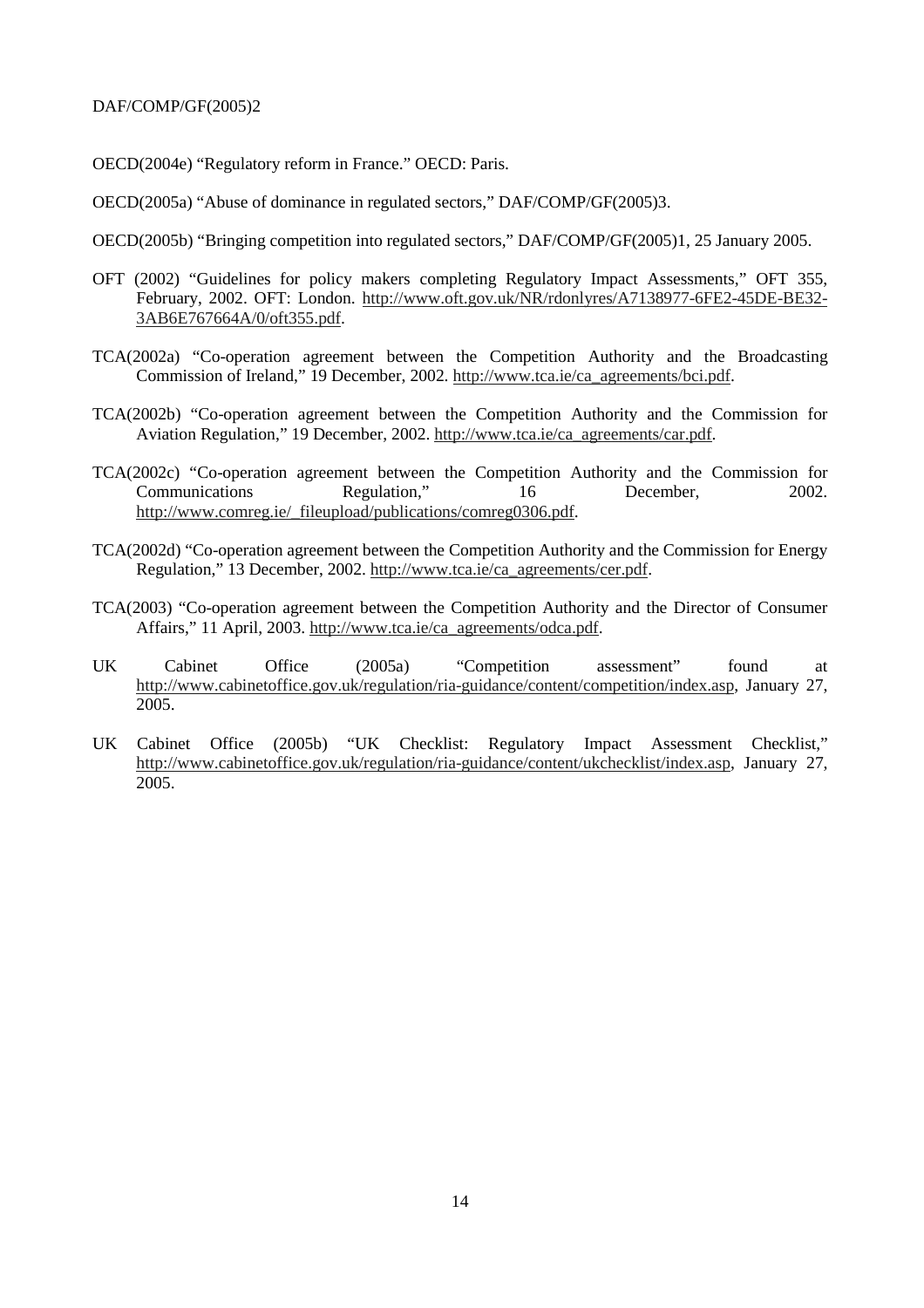OECD(2004e) "Regulatory reform in France." OECD: Paris.

OECD(2005a) "Abuse of dominance in regulated sectors," DAF/COMP/GF(2005)3.

OECD(2005b) "Bringing competition into regulated sectors," DAF/COMP/GF(2005)1, 25 January 2005.

OFT (2002) "Guidelines for policy makers completing Regulatory Impact Assessments," OFT 355, February, 2002. OFT: London. http://www.oft.gov.uk/NR/rdonlyres/A7138977-6FE2-45DE-BE32-3AB6E767664A/0/oft355.pdf.

TCA(2002a) "Co-operation agreement between the Competition Authority and the Broadcasting Commission of Ireland," 19 December, 2002. http://www.tca.ie/ca_agreements/bci.pdf.

TCA(2002b) "Co-operation agreement between the Competition Authority and the Commission for Aviation Regulation," 19 December, 2002. http://www.tca.ie/ca_agreements/car.pdf.

TCA(2002c) "Co-operation agreement between the Competition Authority and the Commission for Communications Regulation," 16 December, 2002. http://www.comreg.ie/_fileupload/publications/comreg0306.pdf.

TCA(2002d) "Co-operation agreement between the Competition Authority and the Commission for Energy Regulation," 13 December, 2002. http://www.tca.ie/ca_agreements/cer.pdf.

TCA(2003) "Co-operation agreement between the Competition Authority and the Director of Consumer Affairs," 11 April, 2003. http://www.tca.ie/ca_agreements/odca.pdf.

UK Cabinet Office (2005a) "Competition assessment" found at http://www.cabinetoffice.gov.uk/regulation/ria-guidance/content/competition/index.asp, January 27, 2005.

UK Cabinet Office (2005b) "UK Checklist: Regulatory Impact Assessment Checklist," http://www.cabinetoffice.gov.uk/regulation/ria-guidance/content/ukchecklist/index.asp, January 27, 2005.